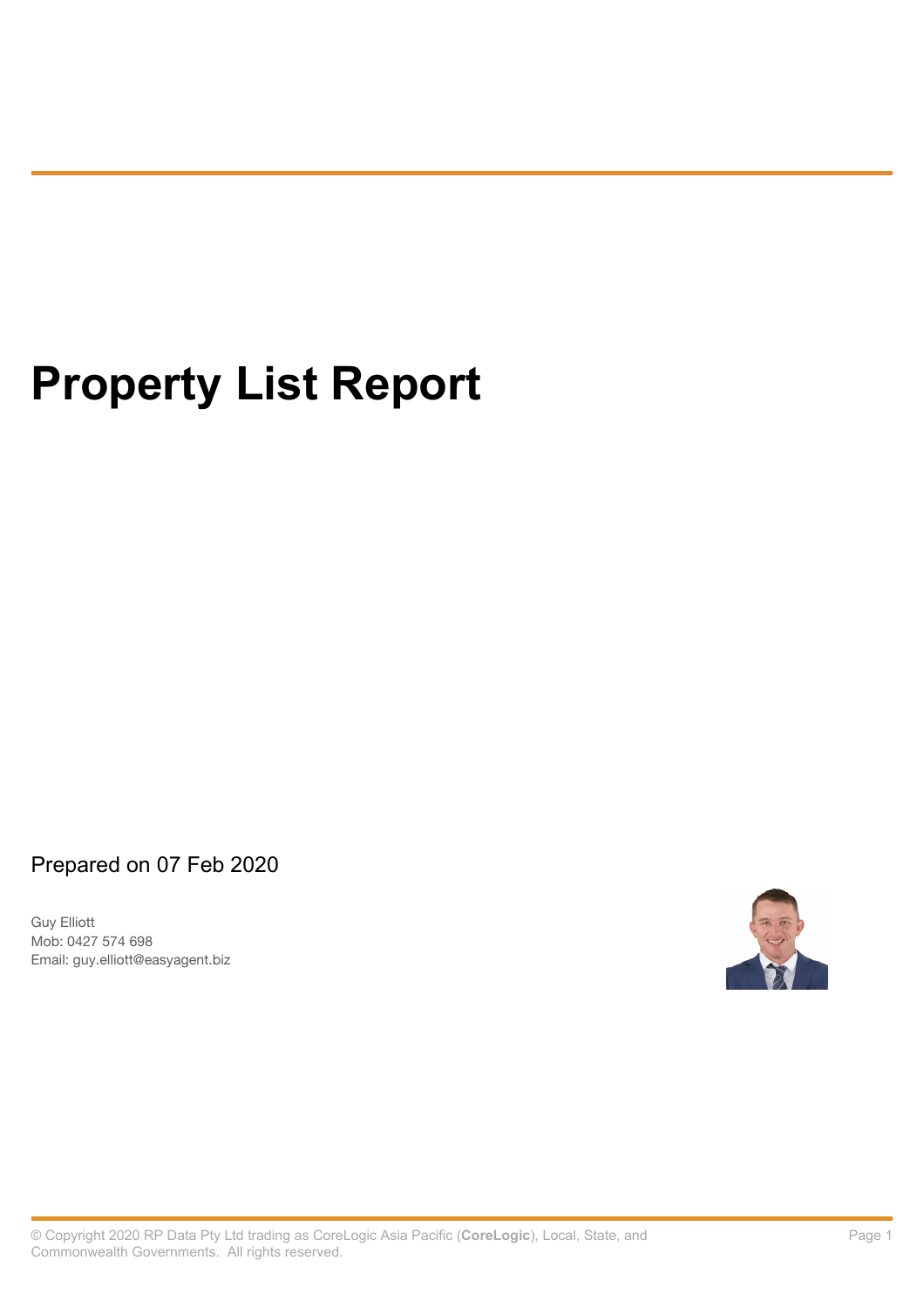# Property List Report

Prepared on 07 Feb 2020

Guy Elliott
Mob: 0427 574 698
Email: guy.elliott@easyagent.biz

© Copyright 2020 RP Data Pty Ltd trading as CoreLogic Asia Pacific (**CoreLogic**), Local, State, and Commonwealth Governments. All rights reserved.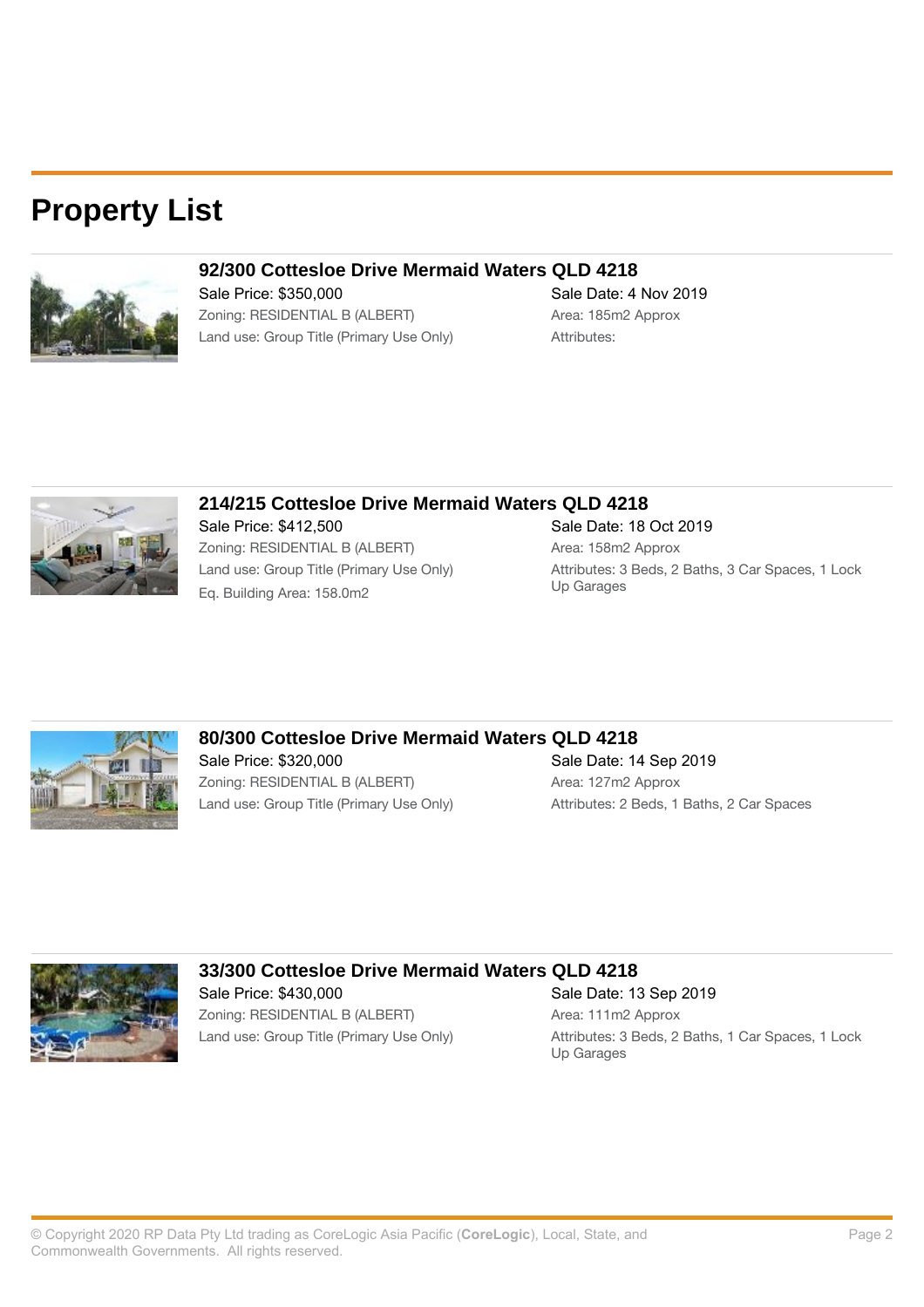# Property List

### 92/300 Cottesloe Drive Mermaid Waters QLD 4218

Sale Price: $350,000
Zoning: RESIDENTIAL B (ALBERT)
Land use: Group Title (Primary Use Only)

Sale Date: 4 Nov 2019
Area: 185m2 Approx
Attributes:

### 214/215 Cottesloe Drive Mermaid Waters QLD 4218

Sale Price: $412,500
Zoning: RESIDENTIAL B (ALBERT)
Land use: Group Title (Primary Use Only)
Eq. Building Area: 158.0m2

Sale Date: 18 Oct 2019
Area: 158m2 Approx
Attributes: 3 Beds, 2 Baths, 3 Car Spaces, 1 Lock Up Garages

### 80/300 Cottesloe Drive Mermaid Waters QLD 4218

Sale Price: $320,000
Zoning: RESIDENTIAL B (ALBERT)
Land use: Group Title (Primary Use Only)

Sale Date: 14 Sep 2019
Area: 127m2 Approx
Attributes: 2 Beds, 1 Baths, 2 Car Spaces

### 33/300 Cottesloe Drive Mermaid Waters QLD 4218

Sale Price: $430,000
Zoning: RESIDENTIAL B (ALBERT)
Land use: Group Title (Primary Use Only)

Sale Date: 13 Sep 2019
Area: 111m2 Approx
Attributes: 3 Beds, 2 Baths, 1 Car Spaces, 1 Lock Up Garages

© Copyright 2020 RP Data Pty Ltd trading as CoreLogic Asia Pacific (**CoreLogic**), Local, State, and Commonwealth Governments. All rights reserved.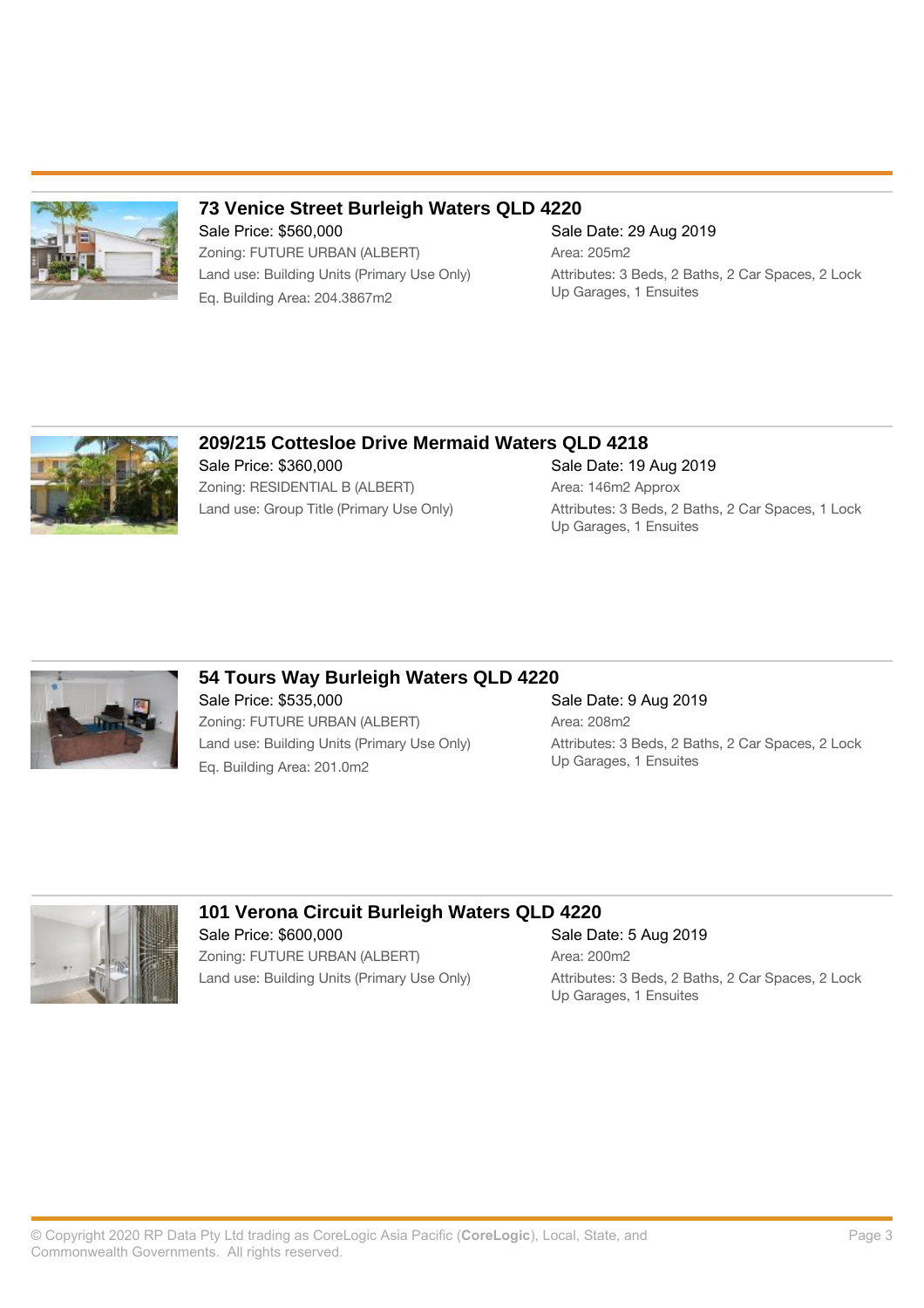### 73 Venice Street Burleigh Waters QLD 4220

Sale Price: $560,000
Zoning: FUTURE URBAN (ALBERT)
Land use: Building Units (Primary Use Only)
Eq. Building Area: 204.3867m2

Sale Date: 29 Aug 2019
Area: 205m2
Attributes: 3 Beds, 2 Baths, 2 Car Spaces, 2 Lock Up Garages, 1 Ensuites

### 209/215 Cottesloe Drive Mermaid Waters QLD 4218

Sale Price: $360,000
Zoning: RESIDENTIAL B (ALBERT)
Land use: Group Title (Primary Use Only)

Sale Date: 19 Aug 2019
Area: 146m2 Approx
Attributes: 3 Beds, 2 Baths, 2 Car Spaces, 1 Lock Up Garages, 1 Ensuites

### 54 Tours Way Burleigh Waters QLD 4220

Sale Price: $535,000
Zoning: FUTURE URBAN (ALBERT)
Land use: Building Units (Primary Use Only)
Eq. Building Area: 201.0m2

Sale Date: 9 Aug 2019
Area: 208m2
Attributes: 3 Beds, 2 Baths, 2 Car Spaces, 2 Lock Up Garages, 1 Ensuites

### 101 Verona Circuit Burleigh Waters QLD 4220

Sale Price: $600,000
Zoning: FUTURE URBAN (ALBERT)
Land use: Building Units (Primary Use Only)

Sale Date: 5 Aug 2019
Area: 200m2
Attributes: 3 Beds, 2 Baths, 2 Car Spaces, 2 Lock Up Garages, 1 Ensuites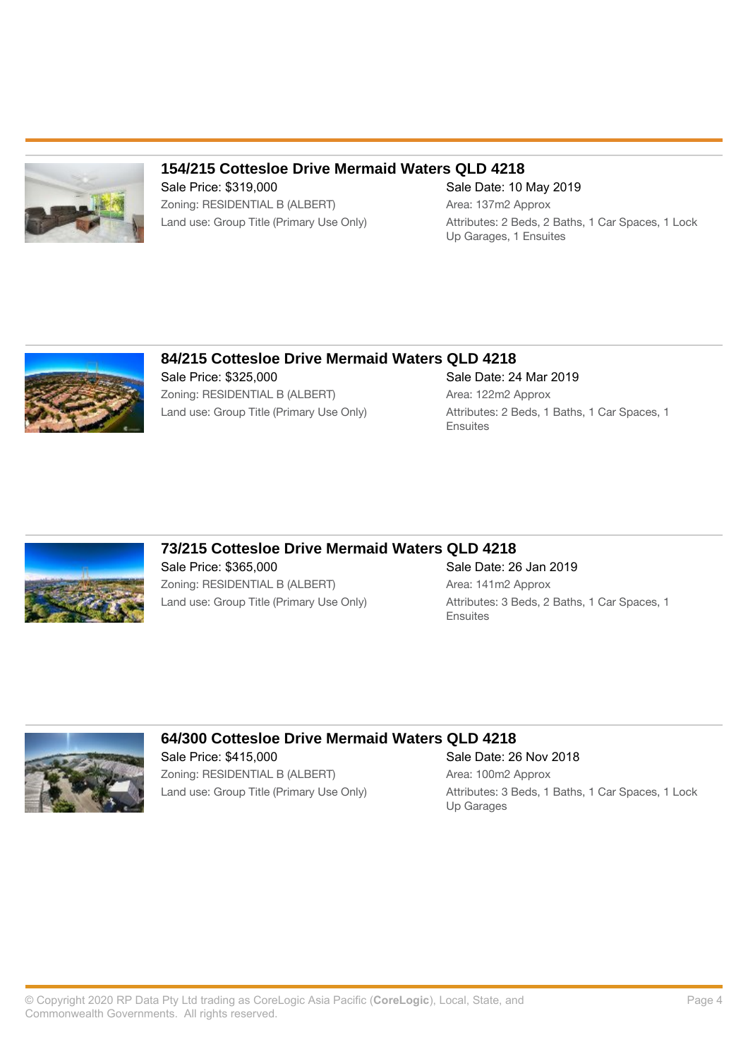### 154/215 Cottesloe Drive Mermaid Waters QLD 4218

Sale Price: $319,000
Zoning: RESIDENTIAL B (ALBERT)
Land use: Group Title (Primary Use Only)

Sale Date: 10 May 2019
Area: 137m2 Approx
Attributes: 2 Beds, 2 Baths, 1 Car Spaces, 1 Lock Up Garages, 1 Ensuites

### 84/215 Cottesloe Drive Mermaid Waters QLD 4218

Sale Price: $325,000
Zoning: RESIDENTIAL B (ALBERT)
Land use: Group Title (Primary Use Only)

Sale Date: 24 Mar 2019
Area: 122m2 Approx
Attributes: 2 Beds, 1 Baths, 1 Car Spaces, 1 Ensuites

### 73/215 Cottesloe Drive Mermaid Waters QLD 4218

Sale Price: $365,000
Zoning: RESIDENTIAL B (ALBERT)
Land use: Group Title (Primary Use Only)

Sale Date: 26 Jan 2019
Area: 141m2 Approx
Attributes: 3 Beds, 2 Baths, 1 Car Spaces, 1 Ensuites

### 64/300 Cottesloe Drive Mermaid Waters QLD 4218

Sale Price: $415,000
Zoning: RESIDENTIAL B (ALBERT)
Land use: Group Title (Primary Use Only)

Sale Date: 26 Nov 2018
Area: 100m2 Approx
Attributes: 3 Beds, 1 Baths, 1 Car Spaces, 1 Lock Up Garages

© Copyright 2020 RP Data Pty Ltd trading as CoreLogic Asia Pacific (**CoreLogic**), Local, State, and Commonwealth Governments. All rights reserved.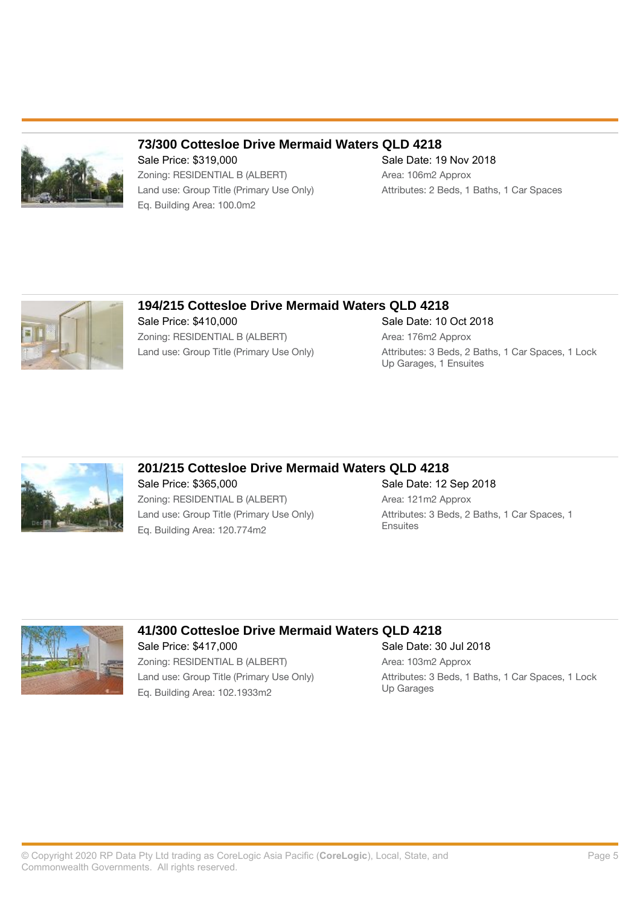### 73/300 Cottesloe Drive Mermaid Waters QLD 4218

Sale Price: $319,000
Zoning: RESIDENTIAL B (ALBERT)
Land use: Group Title (Primary Use Only)
Eq. Building Area: 100.0m2

Sale Date: 19 Nov 2018
Area: 106m2 Approx
Attributes: 2 Beds, 1 Baths, 1 Car Spaces

### 194/215 Cottesloe Drive Mermaid Waters QLD 4218

Sale Price: $410,000
Zoning: RESIDENTIAL B (ALBERT)
Land use: Group Title (Primary Use Only)

Sale Date: 10 Oct 2018
Area: 176m2 Approx
Attributes: 3 Beds, 2 Baths, 1 Car Spaces, 1 Lock Up Garages, 1 Ensuites

### 201/215 Cottesloe Drive Mermaid Waters QLD 4218

Sale Price: $365,000
Zoning: RESIDENTIAL B (ALBERT)
Land use: Group Title (Primary Use Only)
Eq. Building Area: 120.774m2

Sale Date: 12 Sep 2018
Area: 121m2 Approx
Attributes: 3 Beds, 2 Baths, 1 Car Spaces, 1 Ensuites

### 41/300 Cottesloe Drive Mermaid Waters QLD 4218

Sale Price: $417,000
Zoning: RESIDENTIAL B (ALBERT)
Land use: Group Title (Primary Use Only)
Eq. Building Area: 102.1933m2

Sale Date: 30 Jul 2018
Area: 103m2 Approx
Attributes: 3 Beds, 1 Baths, 1 Car Spaces, 1 Lock Up Garages

© Copyright 2020 RP Data Pty Ltd trading as CoreLogic Asia Pacific (**CoreLogic**), Local, State, and Commonwealth Governments. All rights reserved.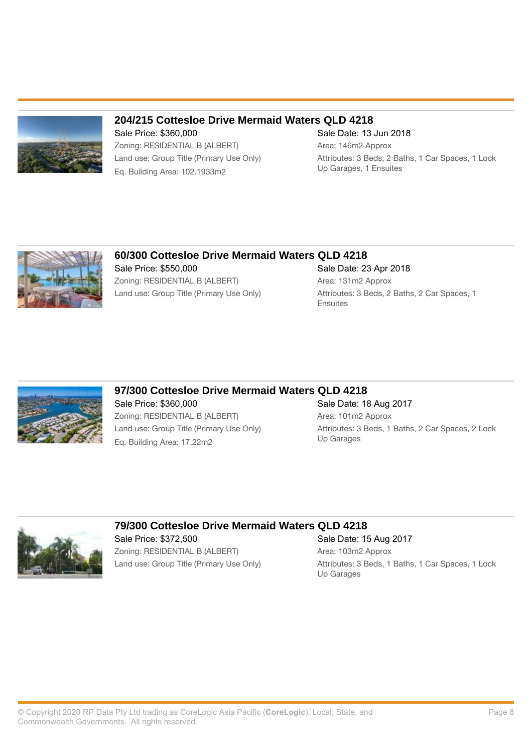### 204/215 Cottesloe Drive Mermaid Waters QLD 4218

Sale Price: $360,000
Sale Date: 13 Jun 2018
Zoning: RESIDENTIAL B (ALBERT)
Area: 146m2 Approx
Land use: Group Title (Primary Use Only)
Attributes: 3 Beds, 2 Baths, 1 Car Spaces, 1 Lock Up Garages, 1 Ensuites
Eq. Building Area: 102.1933m2

### 60/300 Cottesloe Drive Mermaid Waters QLD 4218

Sale Price: $550,000
Sale Date: 23 Apr 2018
Zoning: RESIDENTIAL B (ALBERT)
Area: 131m2 Approx
Land use: Group Title (Primary Use Only)
Attributes: 3 Beds, 2 Baths, 2 Car Spaces, 1 Ensuites

### 97/300 Cottesloe Drive Mermaid Waters QLD 4218

Sale Price: $360,000
Sale Date: 18 Aug 2017
Zoning: RESIDENTIAL B (ALBERT)
Area: 101m2 Approx
Land use: Group Title (Primary Use Only)
Attributes: 3 Beds, 1 Baths, 2 Car Spaces, 2 Lock Up Garages
Eq. Building Area: 17.22m2

### 79/300 Cottesloe Drive Mermaid Waters QLD 4218

Sale Price: $372,500
Sale Date: 15 Aug 2017
Zoning: RESIDENTIAL B (ALBERT)
Area: 103m2 Approx
Land use: Group Title (Primary Use Only)
Attributes: 3 Beds, 1 Baths, 1 Car Spaces, 1 Lock Up Garages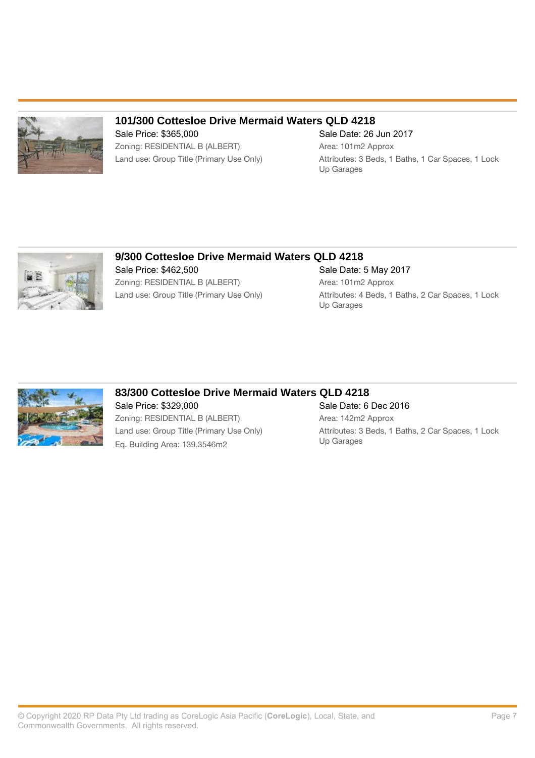### 101/300 Cottesloe Drive Mermaid Waters QLD 4218

Sale Price: $365,000

Zoning: RESIDENTIAL B (ALBERT)

Land use: Group Title (Primary Use Only)

Sale Date: 26 Jun 2017

Area: 101m2 Approx

Attributes: 3 Beds, 1 Baths, 1 Car Spaces, 1 Lock Up Garages

### 9/300 Cottesloe Drive Mermaid Waters QLD 4218

Sale Price: $462,500

Zoning: RESIDENTIAL B (ALBERT)

Land use: Group Title (Primary Use Only)

Sale Date: 5 May 2017

Area: 101m2 Approx

Attributes: 4 Beds, 1 Baths, 2 Car Spaces, 1 Lock Up Garages

### 83/300 Cottesloe Drive Mermaid Waters QLD 4218

Sale Price: $329,000

Zoning: RESIDENTIAL B (ALBERT)

Land use: Group Title (Primary Use Only)

Eq. Building Area: 139.3546m2

Sale Date: 6 Dec 2016

Area: 142m2 Approx

Attributes: 3 Beds, 1 Baths, 2 Car Spaces, 1 Lock Up Garages

© Copyright 2020 RP Data Pty Ltd trading as CoreLogic Asia Pacific (**CoreLogic**), Local, State, and Commonwealth Governments. All rights reserved.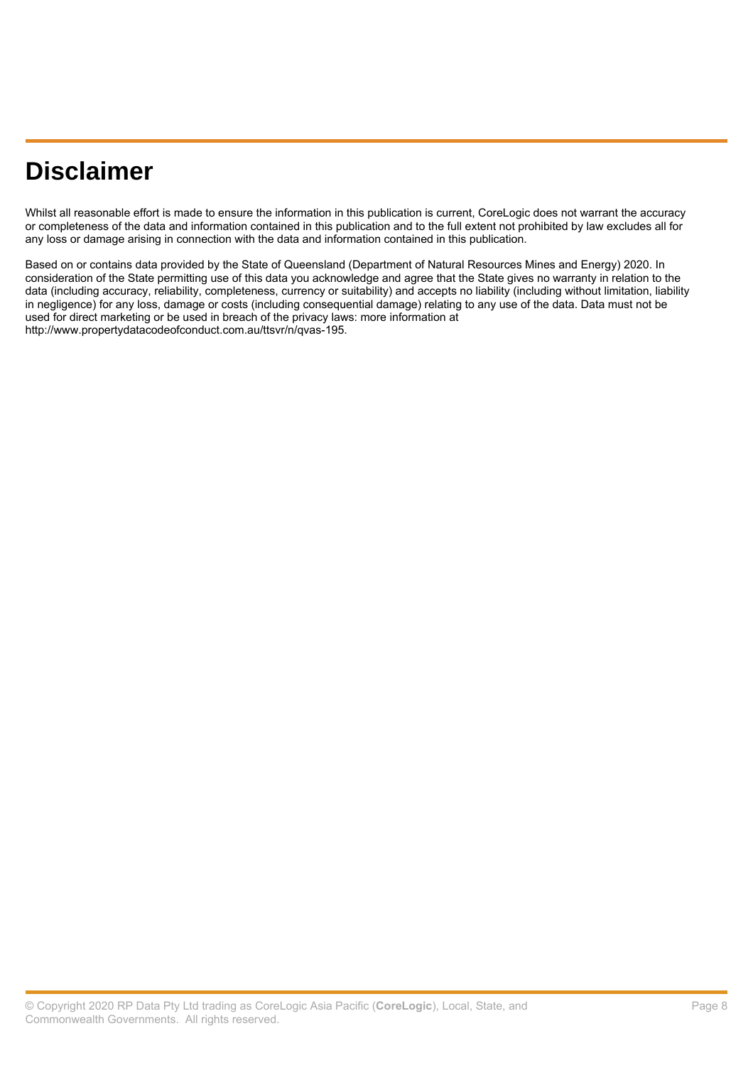# Disclaimer

Whilst all reasonable effort is made to ensure the information in this publication is current, CoreLogic does not warrant the accuracy or completeness of the data and information contained in this publication and to the full extent not prohibited by law excludes all for any loss or damage arising in connection with the data and information contained in this publication.

Based on or contains data provided by the State of Queensland (Department of Natural Resources Mines and Energy) 2020. In consideration of the State permitting use of this data you acknowledge and agree that the State gives no warranty in relation to the data (including accuracy, reliability, completeness, currency or suitability) and accepts no liability (including without limitation, liability in negligence) for any loss, damage or costs (including consequential damage) relating to any use of the data. Data must not be used for direct marketing or be used in breach of the privacy laws: more information at http://www.propertydatacodeofconduct.com.au/ttsvr/n/qvas-195.

© Copyright 2020 RP Data Pty Ltd trading as CoreLogic Asia Pacific (**CoreLogic**), Local, State, and Commonwealth Governments. All rights reserved.